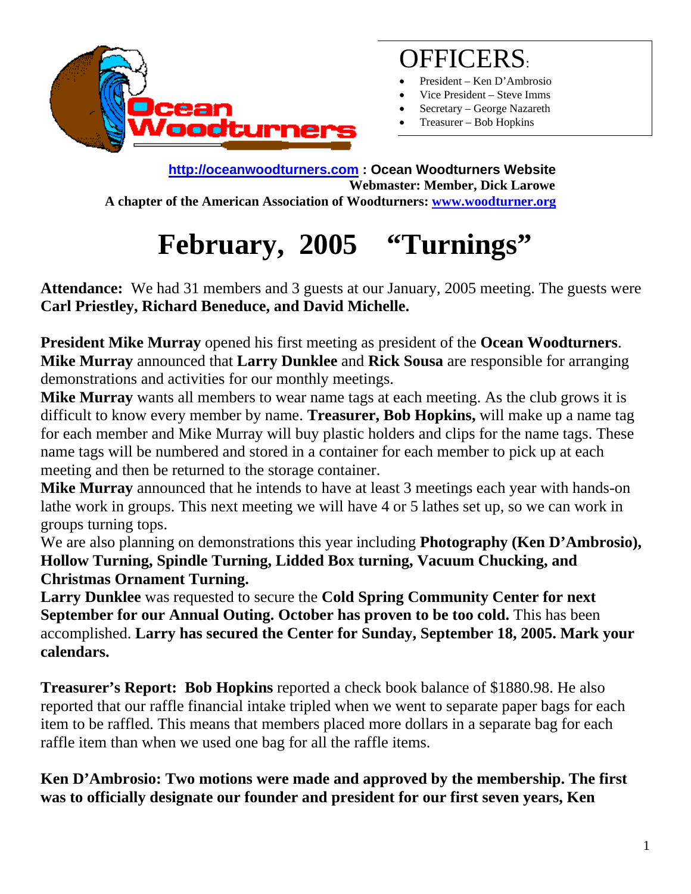# OFFICERS:

- President – Ken D'Ambrosio
- Vice President – Steve Imms
- Secretary – George Nazareth
- Treasurer – Bob Hopkins

**http://oceanwoodturners.com : Ocean Woodturners Website**
**Webmaster: Member, Dick Larowe**
**A chapter of the American Association of Woodturners: www.woodturner.org**

# February, 2005 "Turnings"

**Attendance:** We had 31 members and 3 guests at our January, 2005 meeting. The guests were **Carl Priestley, Richard Beneduce, and David Michelle.**

**President Mike Murray** opened his first meeting as president of the **Ocean Woodturners**. **Mike Murray** announced that **Larry Dunklee** and **Rick Sousa** are responsible for arranging demonstrations and activities for our monthly meetings.
**Mike Murray** wants all members to wear name tags at each meeting. As the club grows it is difficult to know every member by name. **Treasurer, Bob Hopkins,** will make up a name tag for each member and Mike Murray will buy plastic holders and clips for the name tags. These name tags will be numbered and stored in a container for each member to pick up at each meeting and then be returned to the storage container.
**Mike Murray** announced that he intends to have at least 3 meetings each year with hands-on lathe work in groups. This next meeting we will have 4 or 5 lathes set up, so we can work in groups turning tops.
We are also planning on demonstrations this year including **Photography (Ken D'Ambrosio), Hollow Turning, Spindle Turning, Lidded Box turning, Vacuum Chucking, and Christmas Ornament Turning.**
**Larry Dunklee** was requested to secure the **Cold Spring Community Center for next September for our Annual Outing. October has proven to be too cold.** This has been accomplished. **Larry has secured the Center for Sunday, September 18, 2005. Mark your calendars.**

**Treasurer's Report: Bob Hopkins** reported a check book balance of $1880.98. He also reported that our raffle financial intake tripled when we went to separate paper bags for each item to be raffled. This means that members placed more dollars in a separate bag for each raffle item than when we used one bag for all the raffle items.

**Ken D'Ambrosio: Two motions were made and approved by the membership. The first was to officially designate our founder and president for our first seven years, Ken**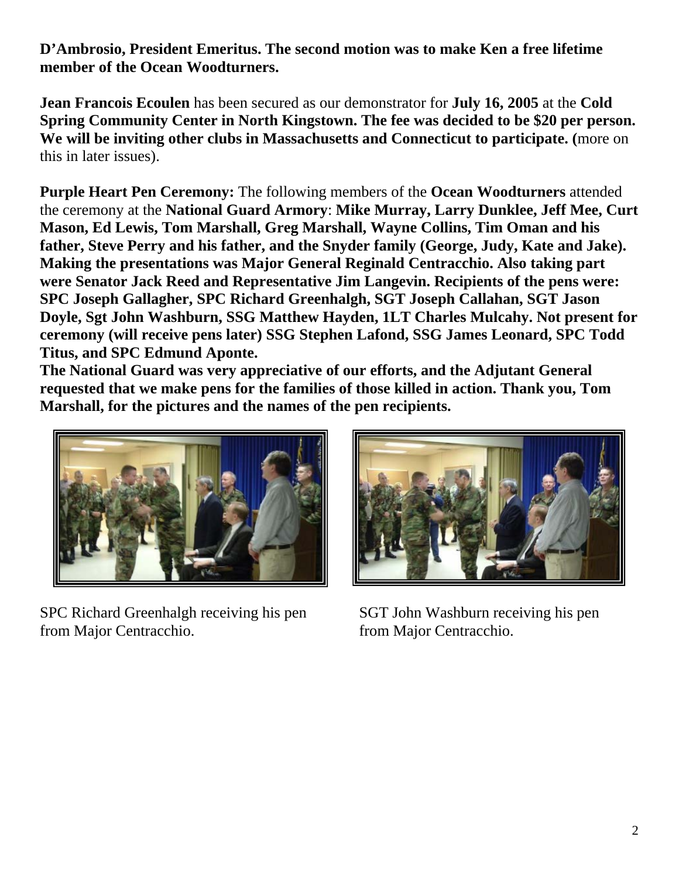**D'Ambrosio, President Emeritus. The second motion was to make Ken a free lifetime member of the Ocean Woodturners.**

**Jean Francois Ecoulen** has been secured as our demonstrator for **July 16, 2005** at the **Cold Spring Community Center in North Kingstown. The fee was decided to be $20 per person. We will be inviting other clubs in Massachusetts and Connecticut to participate. (**more on this in later issues).

**Purple Heart Pen Ceremony:** The following members of the **Ocean Woodturners** attended the ceremony at the **National Guard Armory**: **Mike Murray, Larry Dunklee, Jeff Mee, Curt Mason, Ed Lewis, Tom Marshall, Greg Marshall, Wayne Collins, Tim Oman and his father, Steve Perry and his father, and the Snyder family (George, Judy, Kate and Jake). Making the presentations was Major General Reginald Centracchio. Also taking part were Senator Jack Reed and Representative Jim Langevin. Recipients of the pens were: SPC Joseph Gallagher, SPC Richard Greenhalgh, SGT Joseph Callahan, SGT Jason Doyle, Sgt John Washburn, SSG Matthew Hayden, 1LT Charles Mulcahy. Not present for ceremony (will receive pens later) SSG Stephen Lafond, SSG James Leonard, SPC Todd Titus, and SPC Edmund Aponte.**
**The National Guard was very appreciative of our efforts, and the Adjutant General requested that we make pens for the families of those killed in action. Thank you, Tom Marshall, for the pictures and the names of the pen recipients.**

SPC Richard Greenhalgh receiving his pen from Major Centracchio.

SGT John Washburn receiving his pen from Major Centracchio.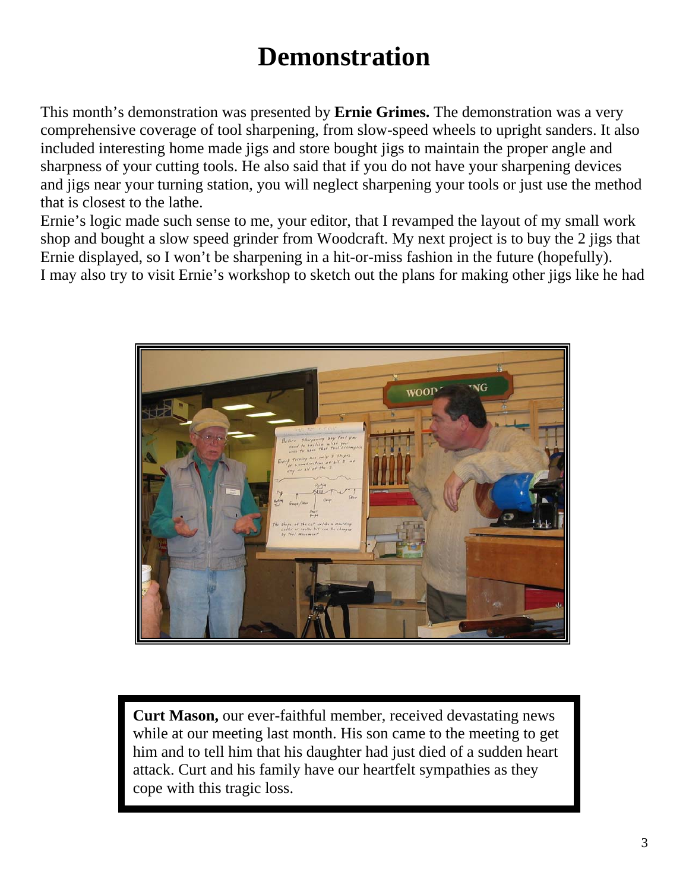# Demonstration

This month's demonstration was presented by **Ernie Grimes.** The demonstration was a very comprehensive coverage of tool sharpening, from slow-speed wheels to upright sanders. It also included interesting home made jigs and store bought jigs to maintain the proper angle and sharpness of your cutting tools. He also said that if you do not have your sharpening devices and jigs near your turning station, you will neglect sharpening your tools or just use the method that is closest to the lathe.

Ernie's logic made such sense to me, your editor, that I revamped the layout of my small work shop and bought a slow speed grinder from Woodcraft. My next project is to buy the 2 jigs that Ernie displayed, so I won't be sharpening in a hit-or-miss fashion in the future (hopefully).

I may also try to visit Ernie's workshop to sketch out the plans for making other jigs like he had

**Curt Mason,** our ever-faithful member, received devastating news while at our meeting last month. His son came to the meeting to get him and to tell him that his daughter had just died of a sudden heart attack. Curt and his family have our heartfelt sympathies as they cope with this tragic loss.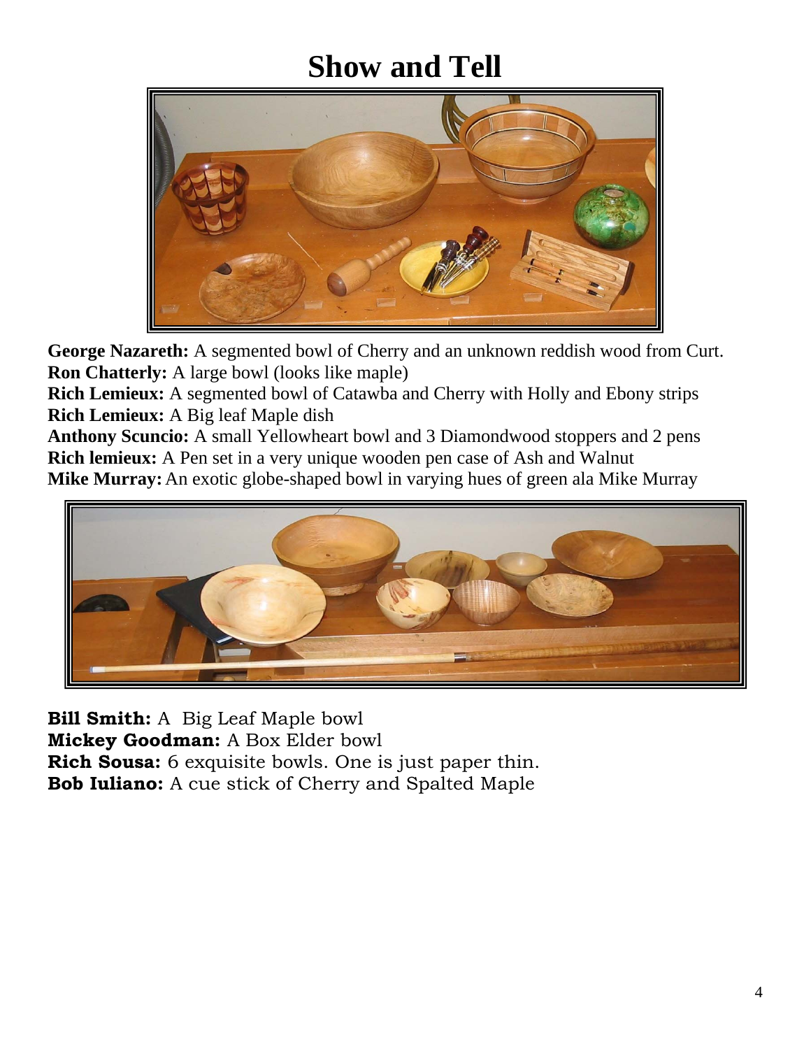# Show and Tell

**George Nazareth:** A segmented bowl of Cherry and an unknown reddish wood from Curt.
**Ron Chatterly:** A large bowl (looks like maple)
**Rich Lemieux:** A segmented bowl of Catawba and Cherry with Holly and Ebony strips
**Rich Lemieux:** A Big leaf Maple dish
**Anthony Scuncio:** A small Yellowheart bowl and 3 Diamondwood stoppers and 2 pens
**Rich lemieux:** A Pen set in a very unique wooden pen case of Ash and Walnut
**Mike Murray:** An exotic globe-shaped bowl in varying hues of green ala Mike Murray

**Bill Smith:** A Big Leaf Maple bowl
**Mickey Goodman:** A Box Elder bowl
**Rich Sousa:** 6 exquisite bowls. One is just paper thin.
**Bob Iuliano:** A cue stick of Cherry and Spalted Maple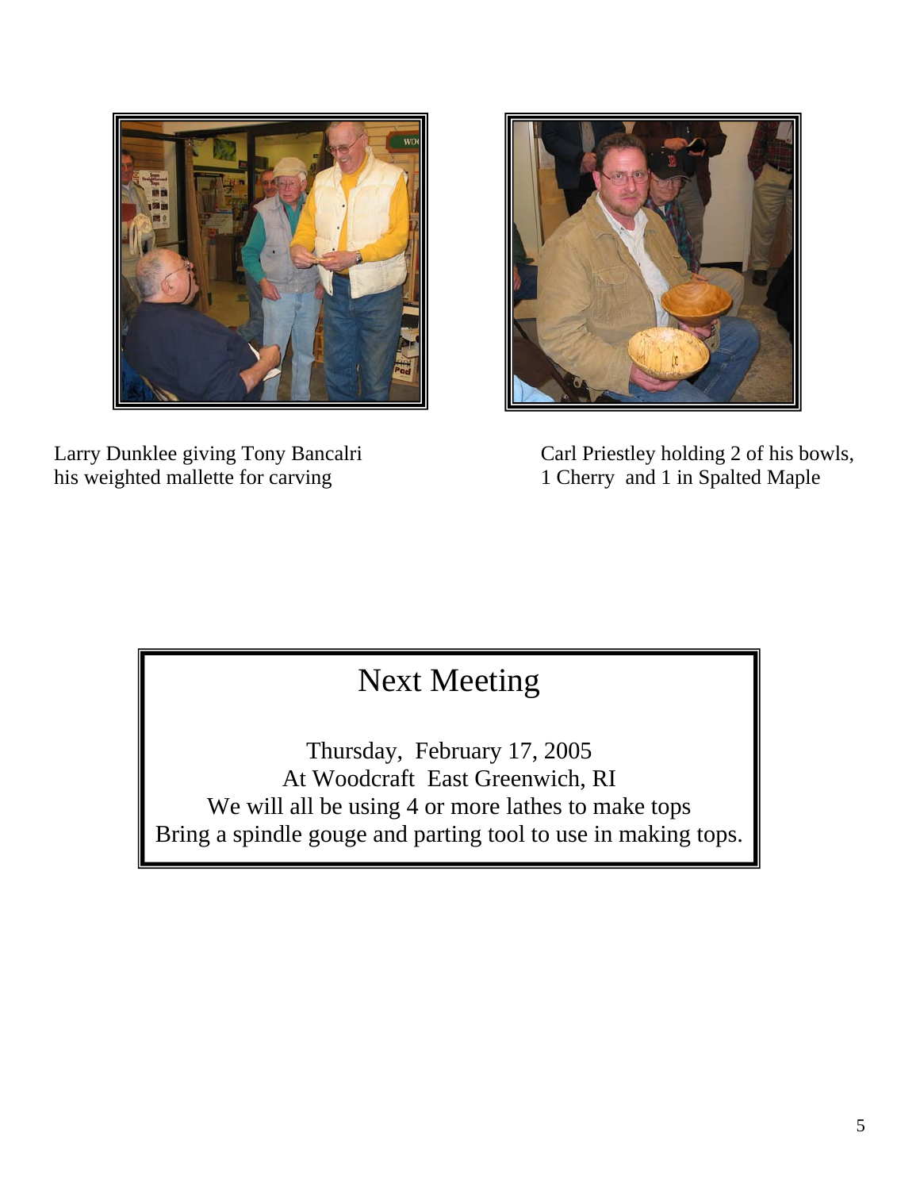Larry Dunklee giving Tony Bancalri his weighted mallette for carving

Carl Priestley holding 2 of his bowls, 1 Cherry and 1 in Spalted Maple

## Next Meeting

Thursday, February 17, 2005
At Woodcraft East Greenwich, RI
We will all be using 4 or more lathes to make tops
Bring a spindle gouge and parting tool to use in making tops.